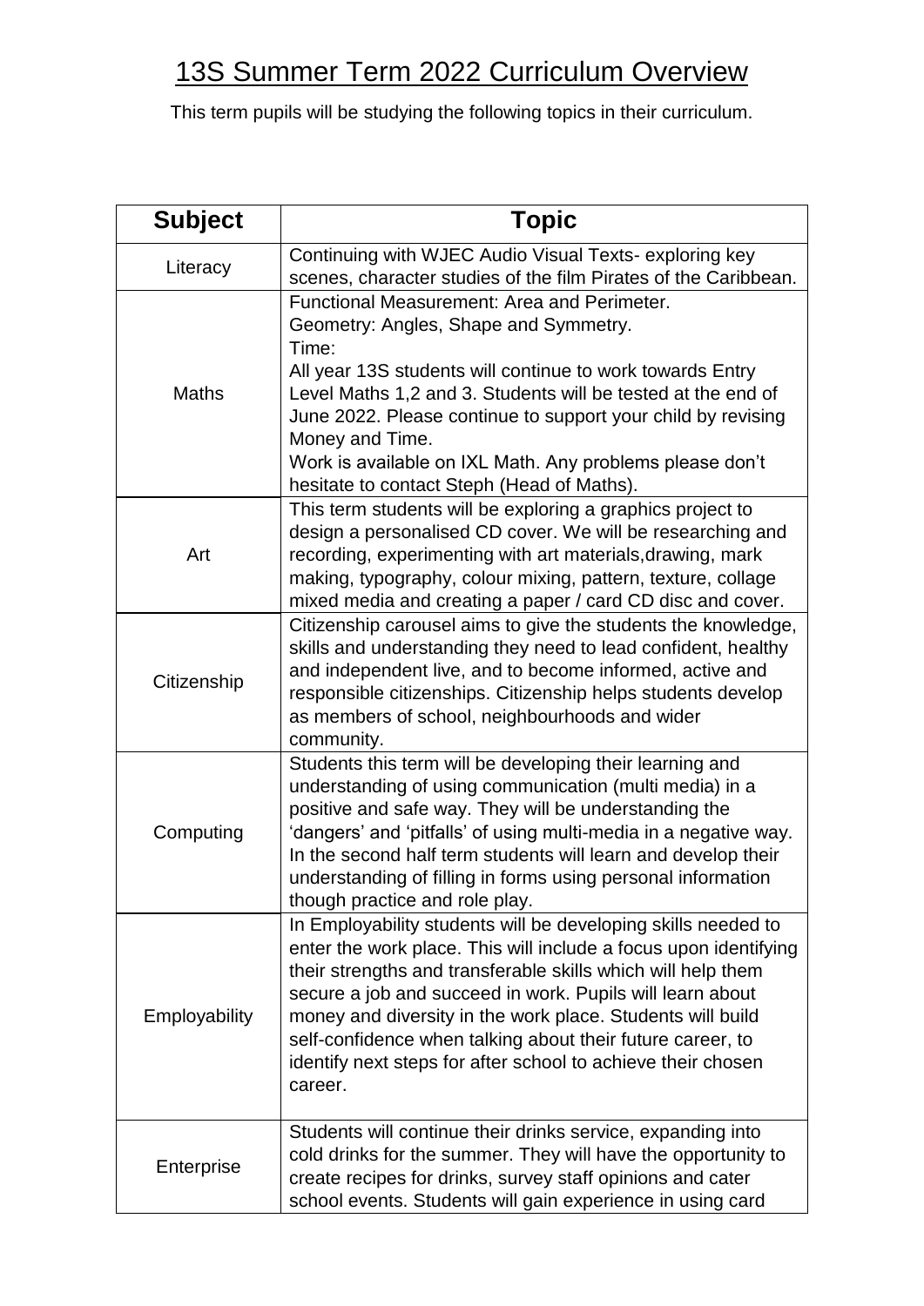# 13S Summer Term 2022 Curriculum Overview

This term pupils will be studying the following topics in their curriculum.

| Subject | Topic |
|---|---|
| Literacy | Continuing with WJEC Audio Visual Texts- exploring key scenes, character studies of the film Pirates of the Caribbean. |
| Maths | Functional Measurement: Area and Perimeter.<br>Geometry: Angles, Shape and Symmetry.<br>Time:<br>All year 13S students will continue to work towards Entry Level Maths 1,2 and 3. Students will be tested at the end of June 2022. Please continue to support your child by revising Money and Time.<br>Work is available on IXL Math. Any problems please don't hesitate to contact Steph (Head of Maths). |
| Art | This term students will be exploring a graphics project to design a personalised CD cover. We will be researching and recording, experimenting with art materials,drawing, mark making, typography, colour mixing, pattern, texture, collage mixed media and creating a paper / card CD disc and cover. |
| Citizenship | Citizenship carousel aims to give the students the knowledge, skills and understanding they need to lead confident, healthy and independent live, and to become informed, active and responsible citizenships. Citizenship helps students develop as members of school, neighbourhoods and wider community. |
| Computing | Students this term will be developing their learning and understanding of using communication (multi media) in a positive and safe way. They will be understanding the 'dangers' and 'pitfalls' of using multi-media in a negative way. In the second half term students will learn and develop their understanding of filling in forms using personal information though practice and role play. |
| Employability | In Employability students will be developing skills needed to enter the work place. This will include a focus upon identifying their strengths and transferable skills which will help them secure a job and succeed in work. Pupils will learn about money and diversity in the work place. Students will build self-confidence when talking about their future career, to identify next steps for after school to achieve their chosen career. |
| Enterprise | Students will continue their drinks service, expanding into cold drinks for the summer. They will have the opportunity to create recipes for drinks, survey staff opinions and cater school events. Students will gain experience in using card |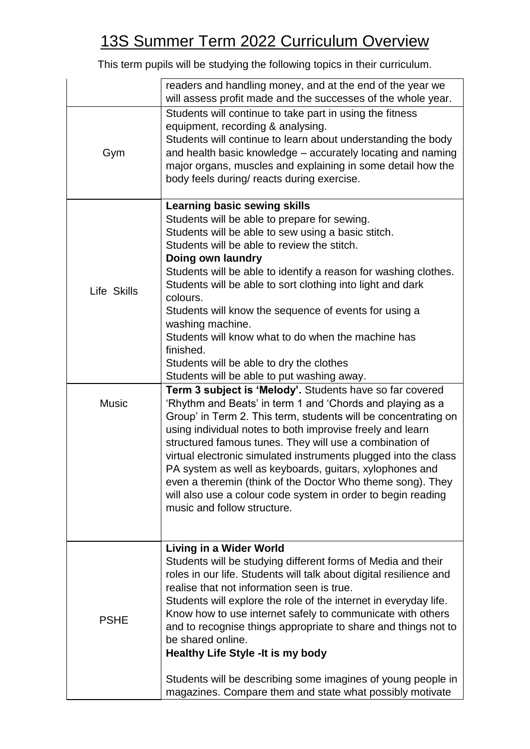# 13S Summer Term 2022 Curriculum Overview

This term pupils will be studying the following topics in their curriculum.

| | |
|---|---|
| | readers and handling money, and at the end of the year we will assess profit made and the successes of the whole year. |
| Gym | Students will continue to take part in using the fitness equipment, recording & analysing.<br>Students will continue to learn about understanding the body and health basic knowledge – accurately locating and naming major organs, muscles and explaining in some detail how the body feels during/ reacts during exercise. |
| Life Skills | **Learning basic sewing skills**<br>Students will be able to prepare for sewing.<br>Students will be able to sew using a basic stitch.<br>Students will be able to review the stitch.<br>**Doing own laundry**<br>Students will be able to identify a reason for washing clothes.<br>Students will be able to sort clothing into light and dark colours.<br>Students will know the sequence of events for using a washing machine.<br>Students will know what to do when the machine has finished.<br>Students will be able to dry the clothes<br>Students will be able to put washing away. |
| Music | **Term 3 subject is 'Melody'.** Students have so far covered 'Rhythm and Beats' in term 1 and 'Chords and playing as a Group' in Term 2. This term, students will be concentrating on using individual notes to both improvise freely and learn structured famous tunes. They will use a combination of virtual electronic simulated instruments plugged into the class PA system as well as keyboards, guitars, xylophones and even a theremin (think of the Doctor Who theme song). They will also use a colour code system in order to begin reading music and follow structure. |
| PSHE | **Living in a Wider World**<br>Students will be studying different forms of Media and their roles in our life. Students will talk about digital resilience and realise that not information seen is true.<br>Students will explore the role of the internet in everyday life. Know how to use internet safely to communicate with others and to recognise things appropriate to share and things not to be shared online.<br>**Healthy Life Style -It is my body**<br><br>Students will be describing some imagines of young people in magazines. Compare them and state what possibly motivate |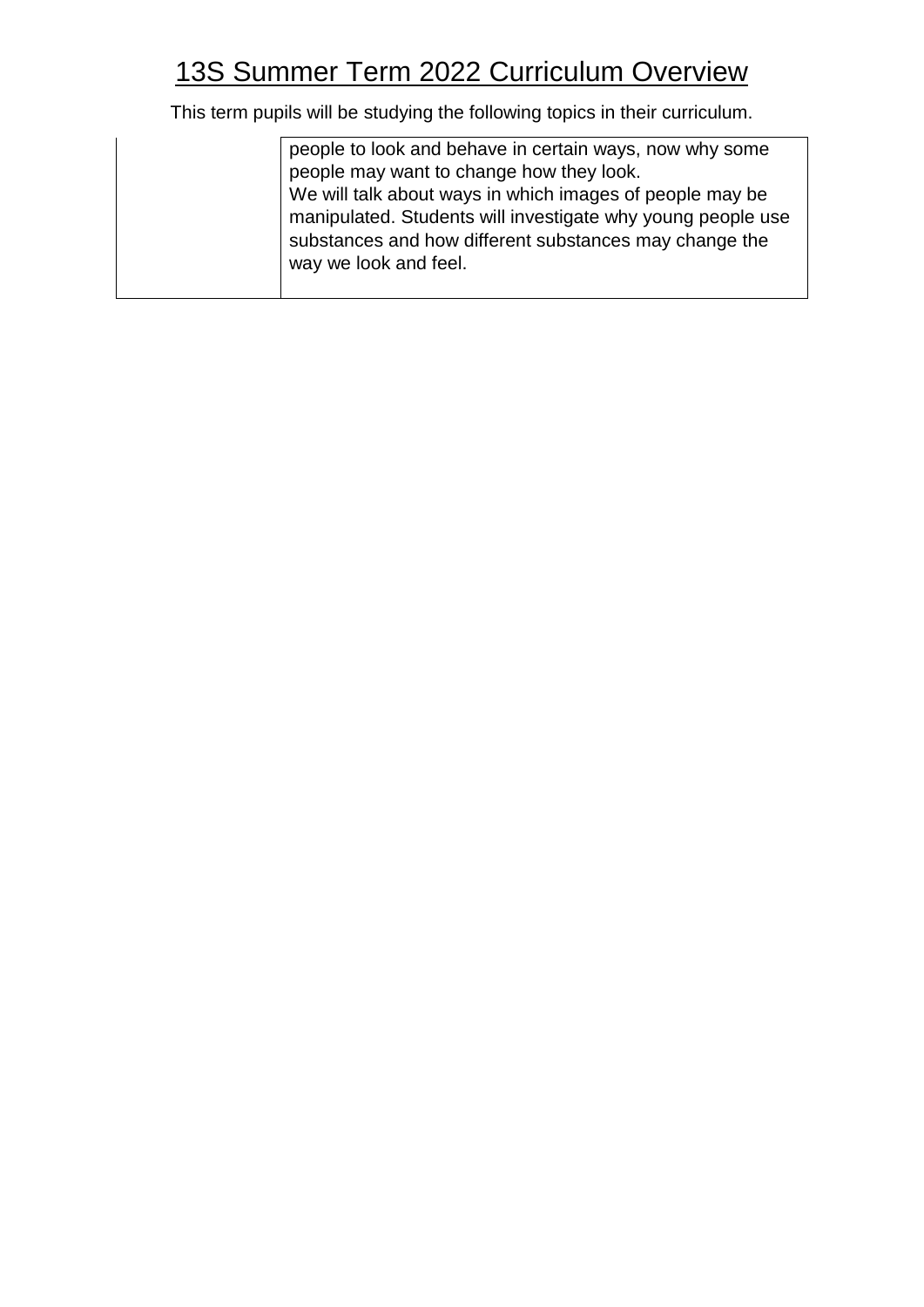# 13S Summer Term 2022 Curriculum Overview

This term pupils will be studying the following topics in their curriculum.

| | |
|---|---|
| | people to look and behave in certain ways, now why some people may want to change how they look.<br>We will talk about ways in which images of people may be manipulated. Students will investigate why young people use substances and how different substances may change the way we look and feel. |